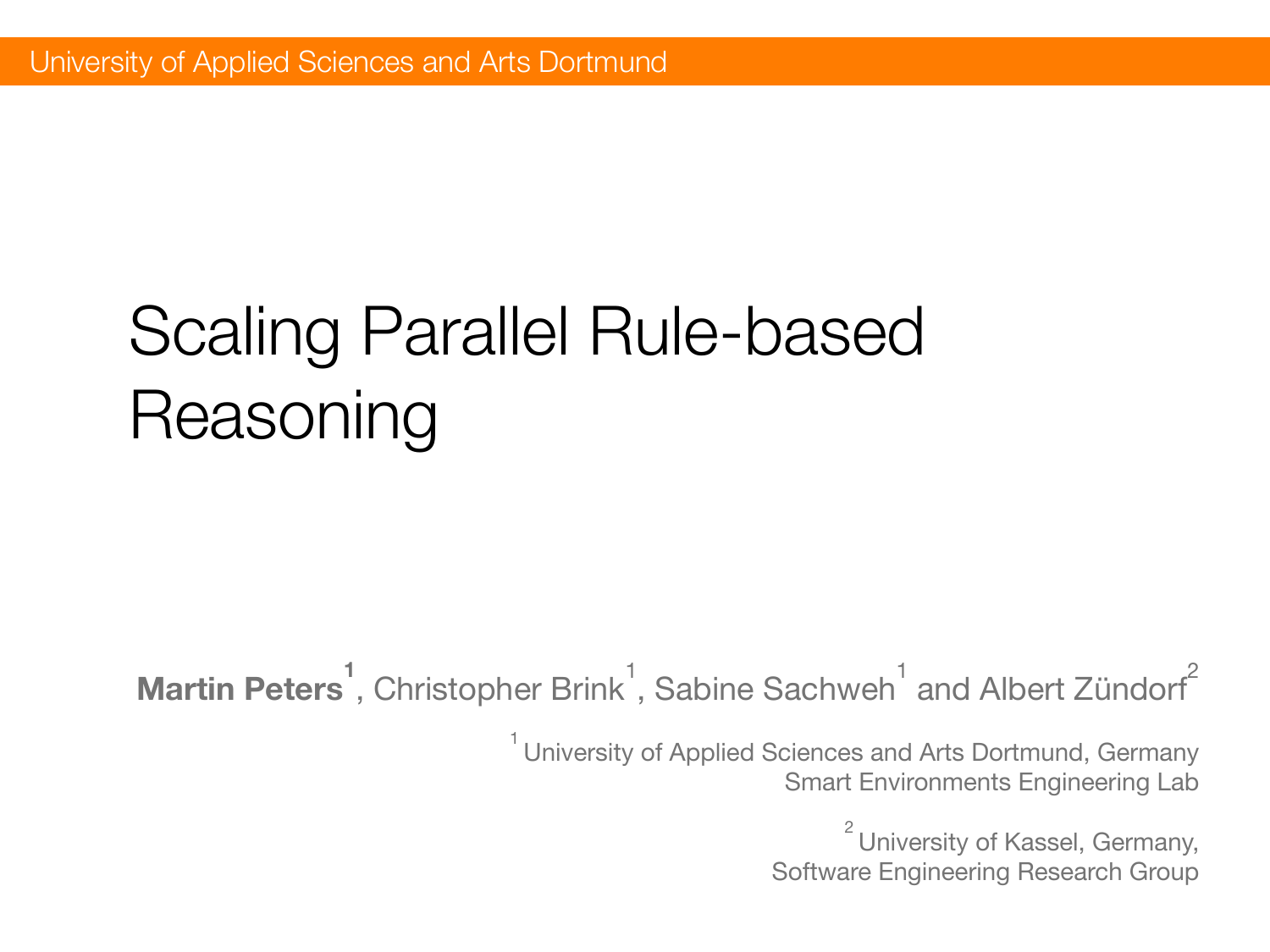University of Applied Sciences and Arts Dortmund

# Scaling Parallel Rule-based Reasoning

**Martin Peters**[1], Christopher Brink[1], Sabine Sachweh[1] and Albert Zündorf[2]

[1] University of Applied Sciences and Arts Dortmund, Germany
Smart Environments Engineering Lab

[2] University of Kassel, Germany,
Software Engineering Research Group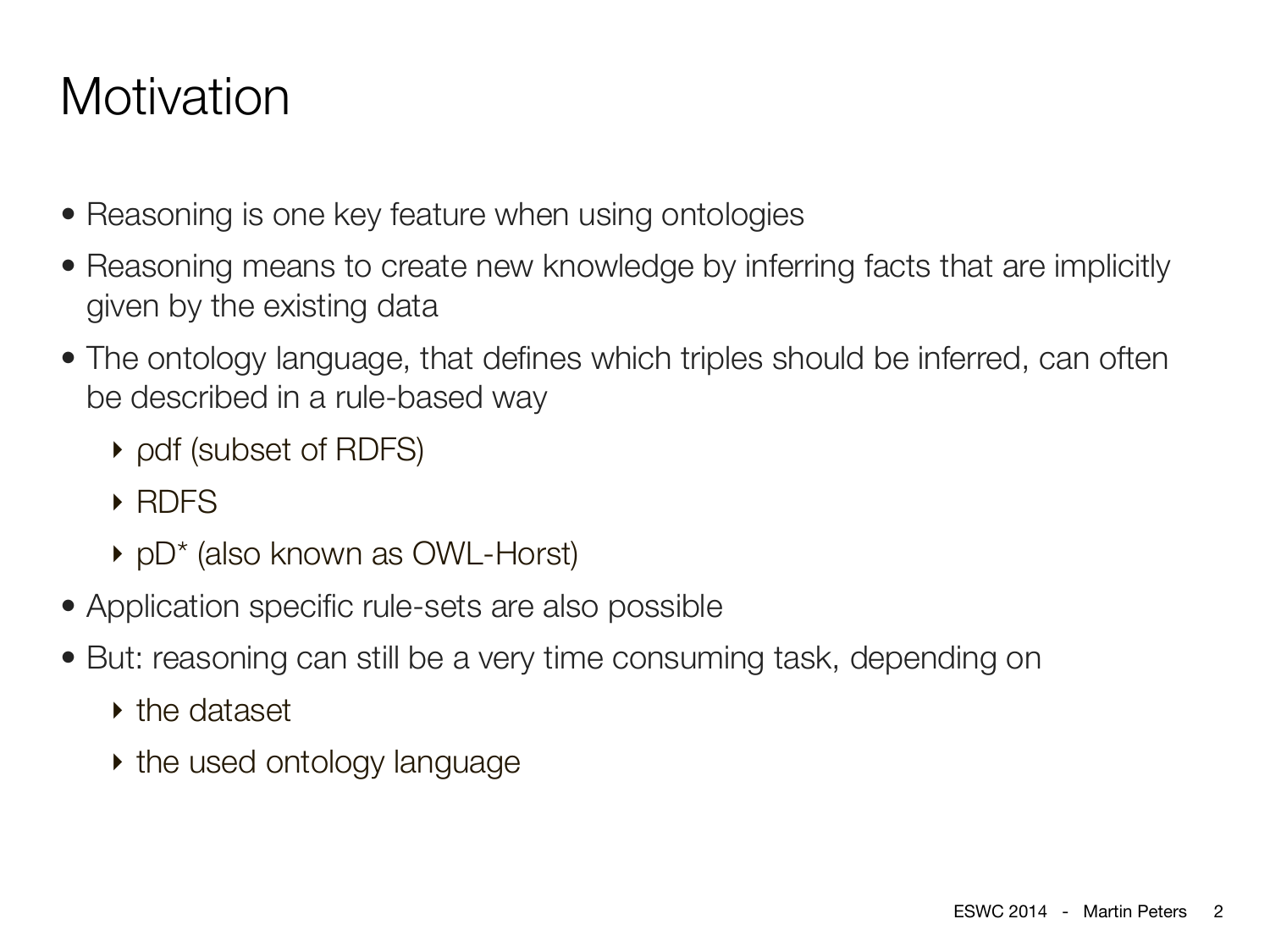# Motivation

- Reasoning is one key feature when using ontologies
- Reasoning means to create new knowledge by inferring facts that are implicitly given by the existing data
- The ontology language, that defines which triples should be inferred, can often be described in a rule-based way
    - ρdf (subset of RDFS)
    - RDFS
    - pD* (also known as OWL-Horst)
- Application specific rule-sets are also possible
- But: reasoning can still be a very time consuming task, depending on
    - the dataset
    - the used ontology language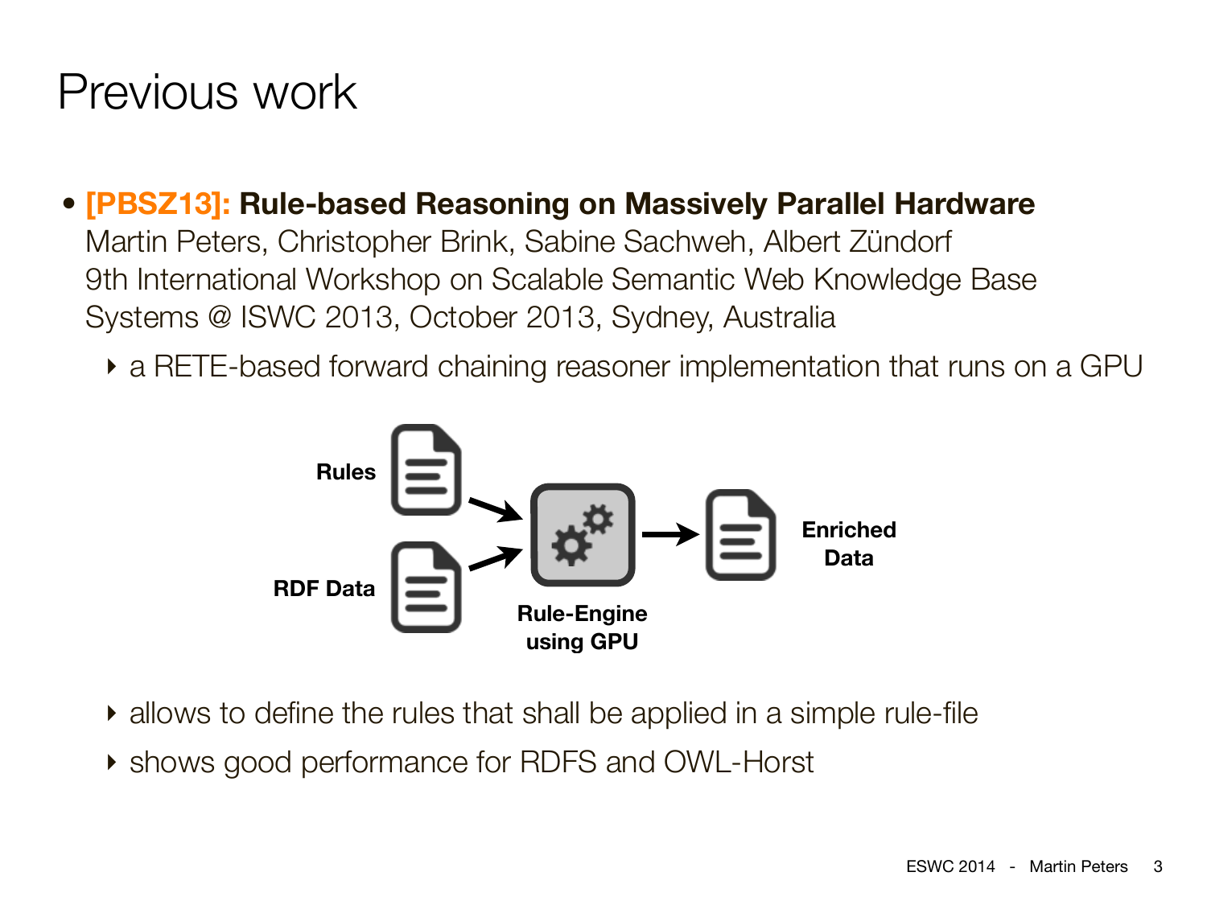# Previous work

- **[PBSZ13]: Rule-based Reasoning on Massively Parallel Hardware**
  Martin Peters, Christopher Brink, Sabine Sachweh, Albert Zündorf
  9th International Workshop on Scalable Semantic Web Knowledge Base Systems @ ISWC 2013, October 2013, Sydney, Australia
  - a RETE-based forward chaining reasoner implementation that runs on a GPU

**Rules**

**RDF Data**

**Rule-Engine using GPU**

**Enriched Data**

  - allows to define the rules that shall be applied in a simple rule-file
  - shows good performance for RDFS and OWL-Horst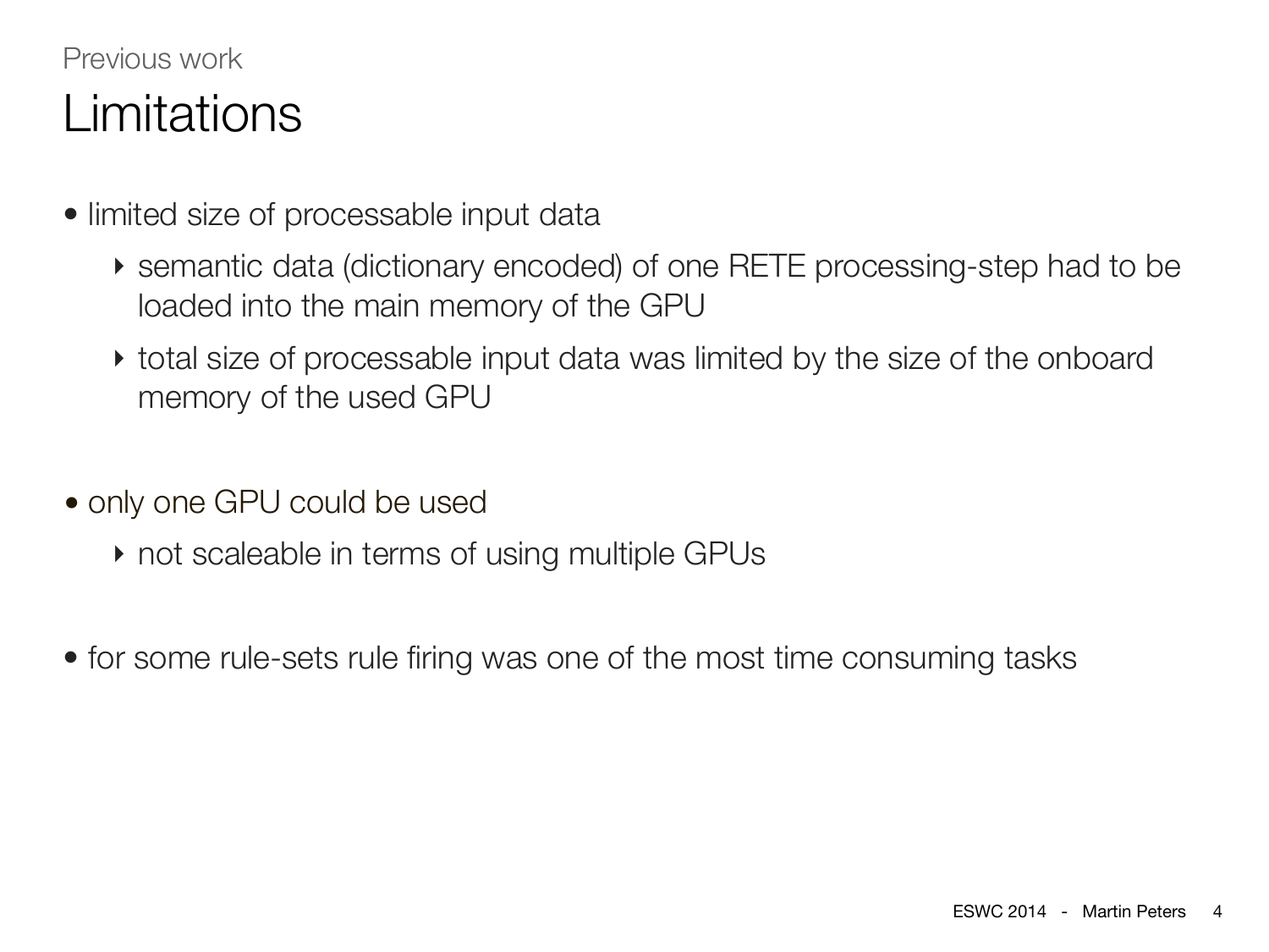Previous work

# Limitations

- limited size of processable input data
  - semantic data (dictionary encoded) of one RETE processing-step had to be loaded into the main memory of the GPU
  - total size of processable input data was limited by the size of the onboard memory of the used GPU
- only one GPU could be used
  - not scaleable in terms of using multiple GPUs
- for some rule-sets rule firing was one of the most time consuming tasks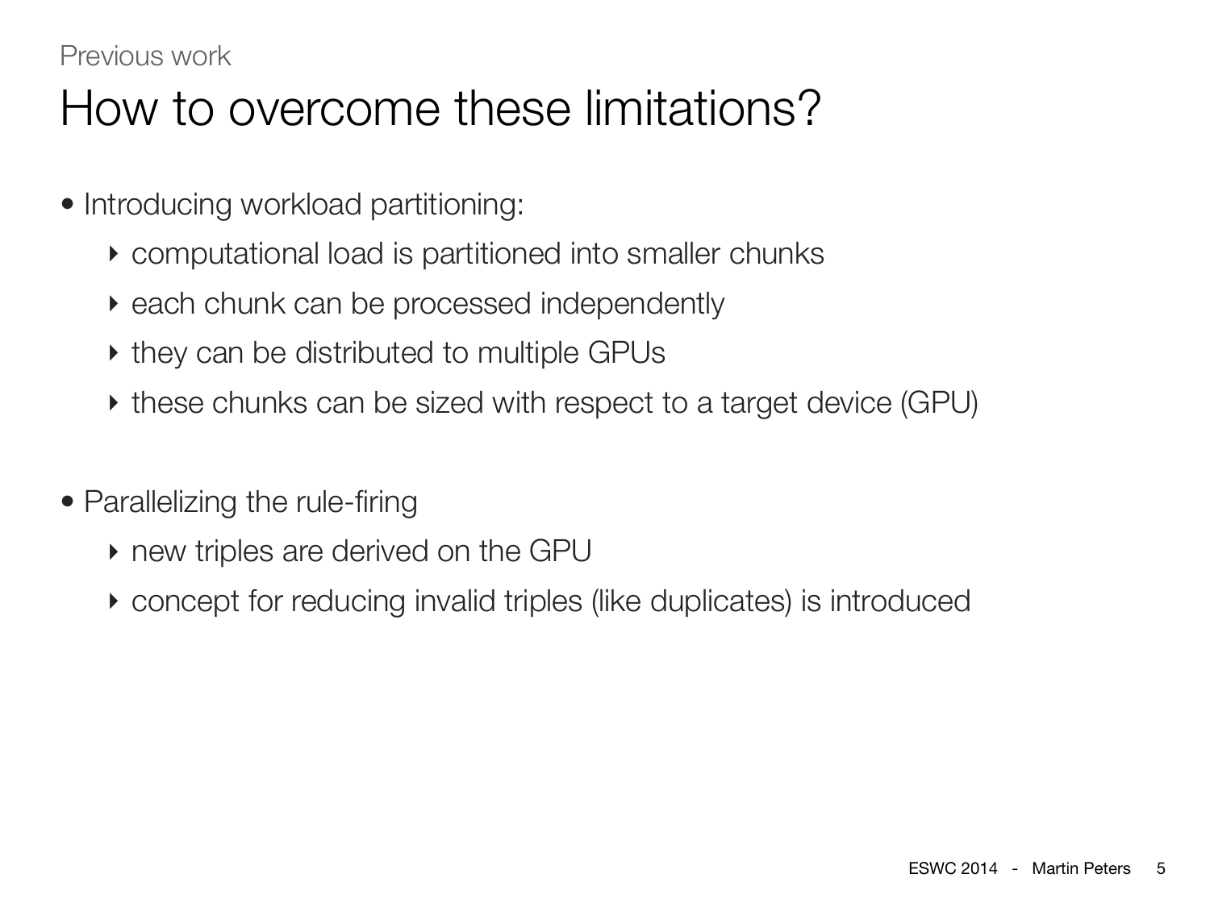Previous work

# How to overcome these limitations?

- Introducing workload partitioning:
  - computational load is partitioned into smaller chunks
  - each chunk can be processed independently
  - they can be distributed to multiple GPUs
  - these chunks can be sized with respect to a target device (GPU)

- Parallelizing the rule-firing
  - new triples are derived on the GPU
  - concept for reducing invalid triples (like duplicates) is introduced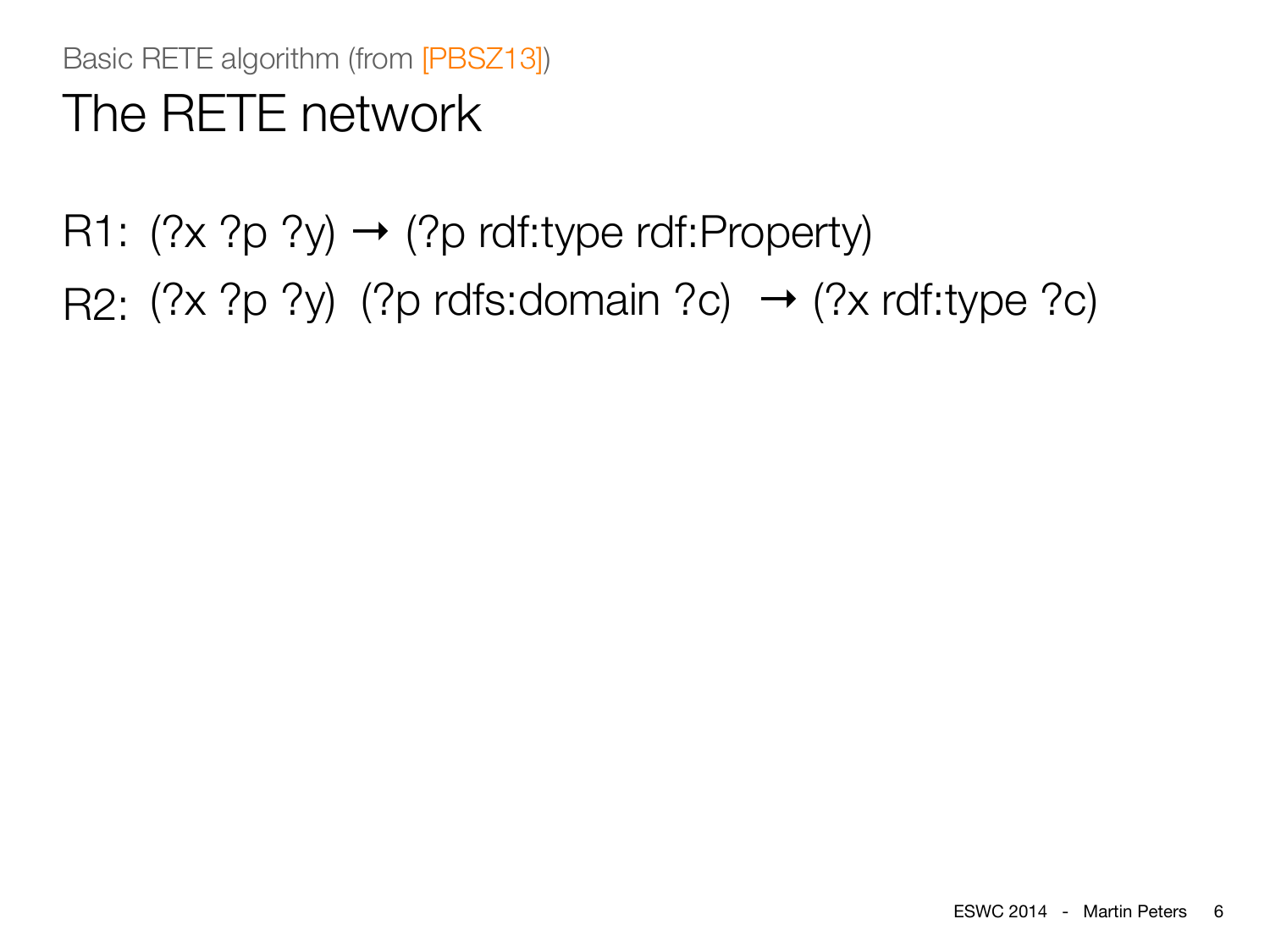Basic RETE algorithm (from [PBSZ13])

# The RETE network

R1: (?x ?p ?y) → (?p rdf:type rdf:Property)

R2: (?x ?p ?y) (?p rdfs:domain ?c) → (?x rdf:type ?c)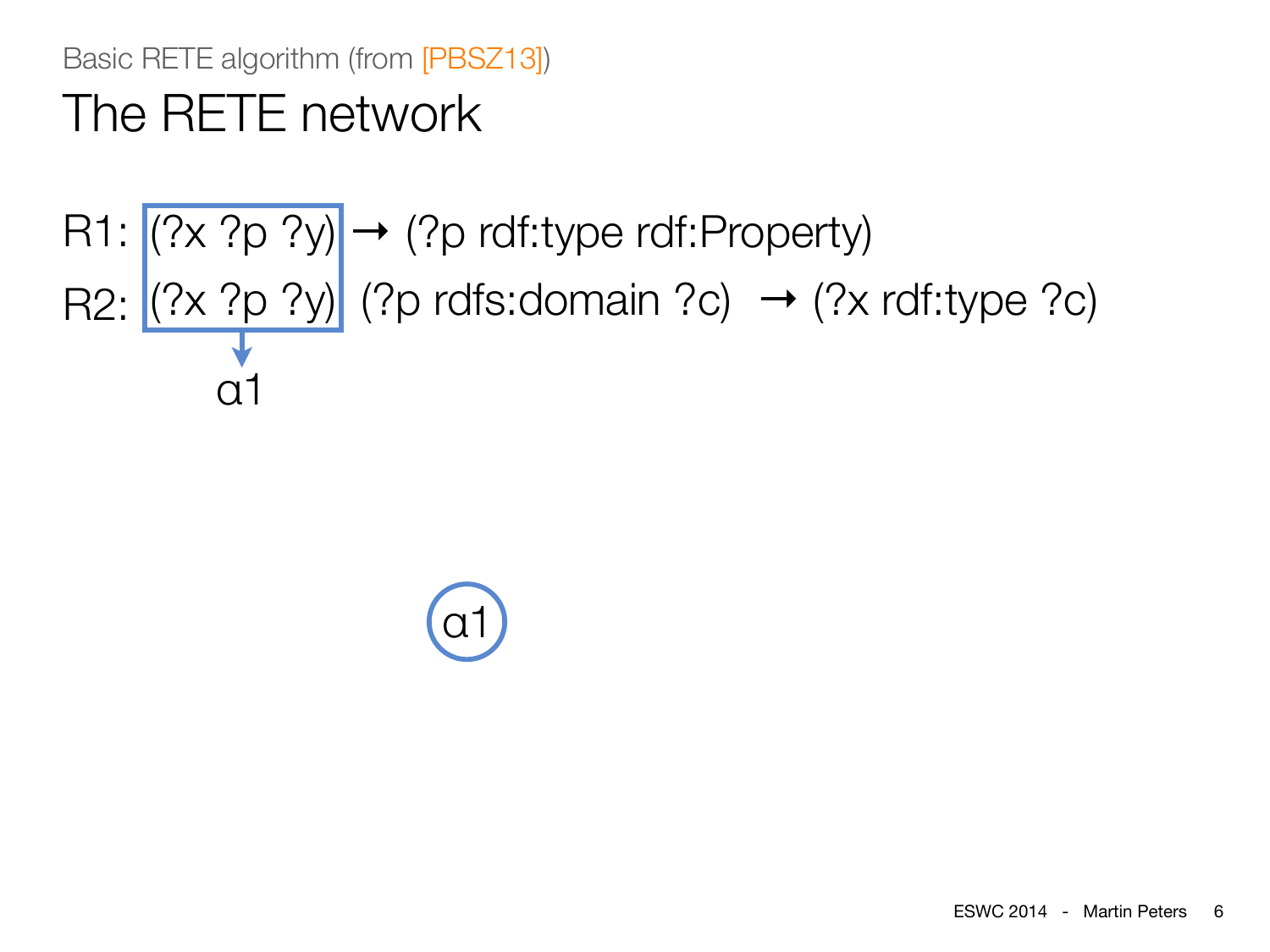Basic RETE algorithm (from [PBSZ13])

# The RETE network

R1: (?x ?p ?y) → (?p rdf:type rdf:Property)

R2: (?x ?p ?y) (?p rdfs:domain ?c) → (?x rdf:type ?c)

α1

α1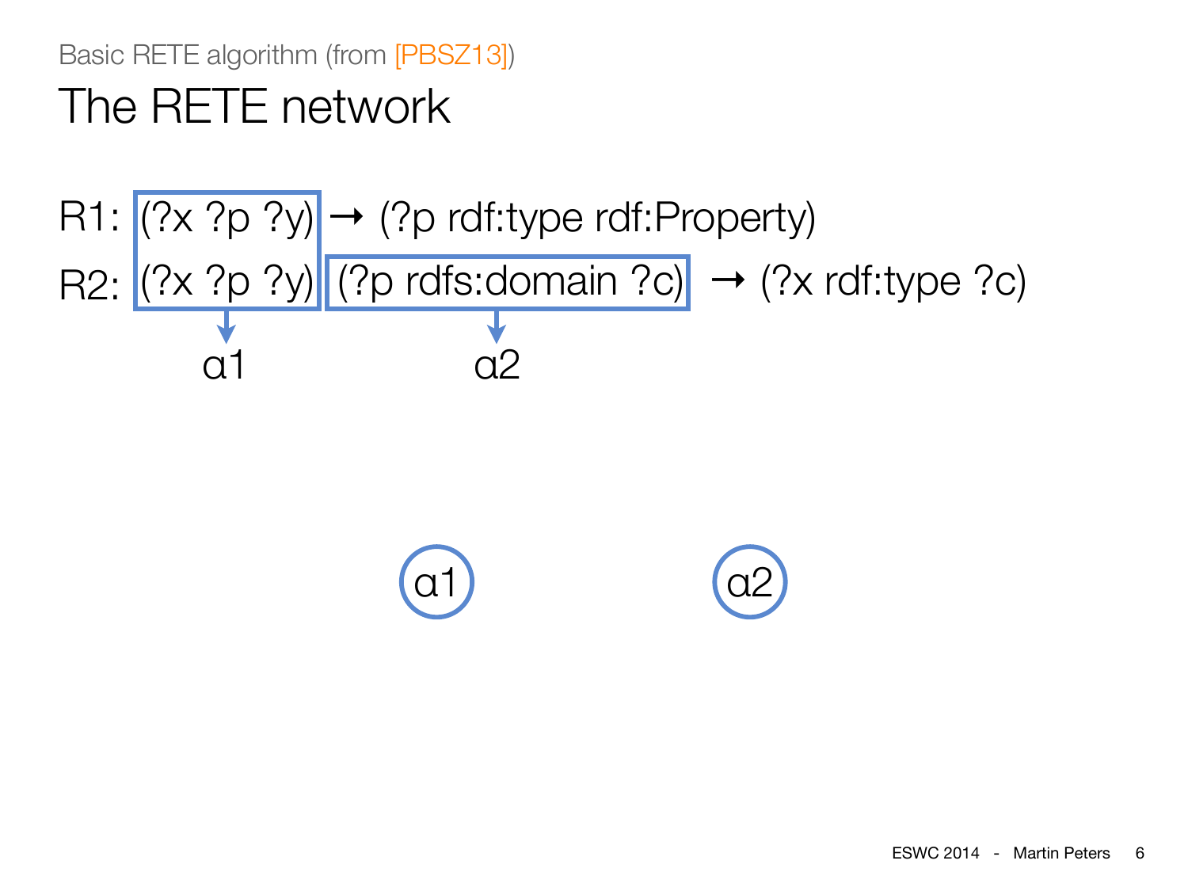Basic RETE algorithm (from [PBSZ13])

# The RETE network

R1: (?x ?p ?y) → (?p rdf:type rdf:Property)

R2: (?x ?p ?y) (?p rdfs:domain ?c) → (?x rdf:type ?c)

α1 α2

α1 α2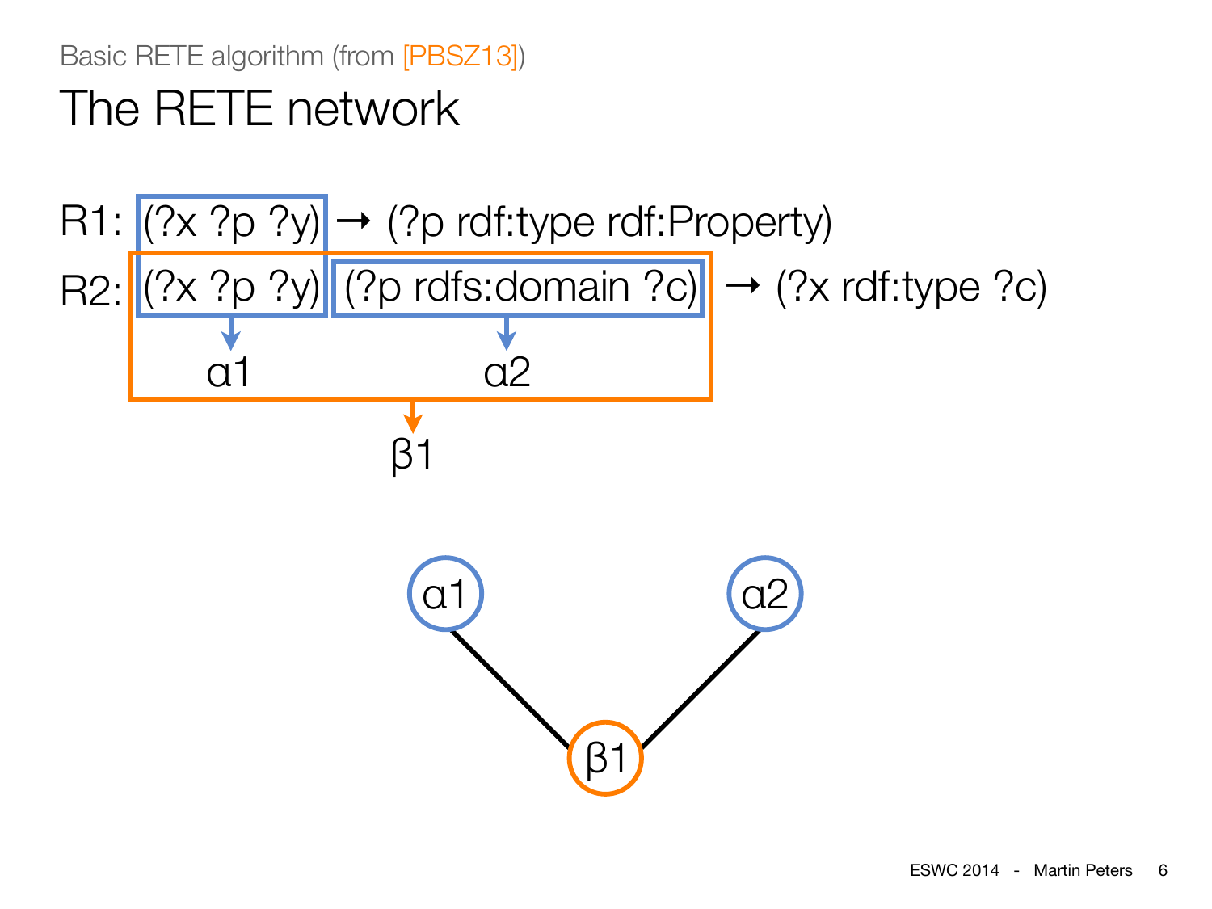Basic RETE algorithm (from [PBSZ13])

# The RETE network

R1: (?x ?p ?y) → (?p rdf:type rdf:Property)

R2: (?x ?p ?y) (?p rdfs:domain ?c) → (?x rdf:type ?c)

α1 α2

β1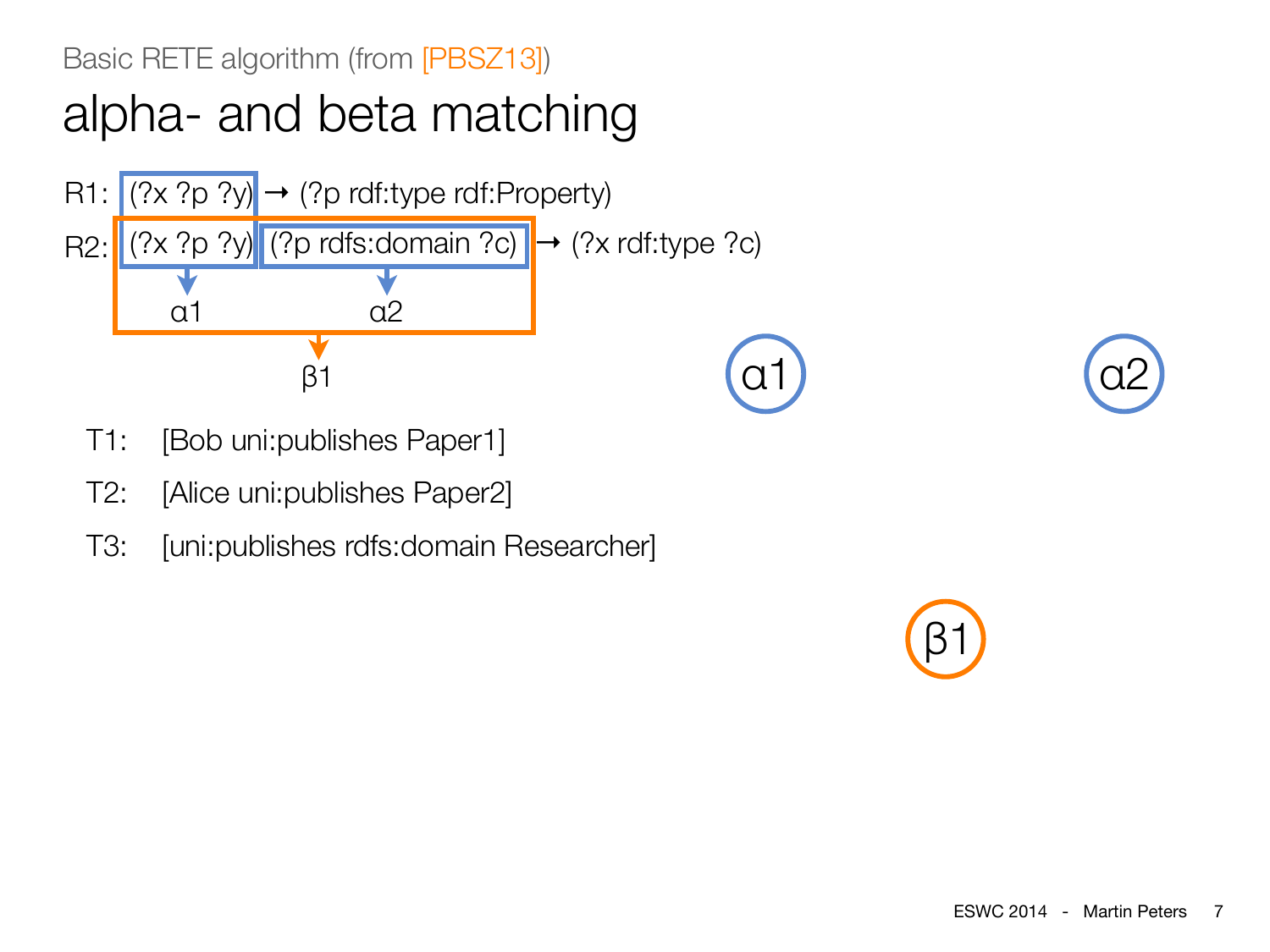Basic RETE algorithm (from [PBSZ13])

# alpha- and beta matching

R1: (?x ?p ?y) → (?p rdf:type rdf:Property)

R2: (?x ?p ?y) (?p rdfs:domain ?c) → (?x rdf:type ?c)

α1 α2

β1

α1

α2

β1

T1: [Bob uni:publishes Paper1]

T2: [Alice uni:publishes Paper2]

T3: [uni:publishes rdfs:domain Researcher]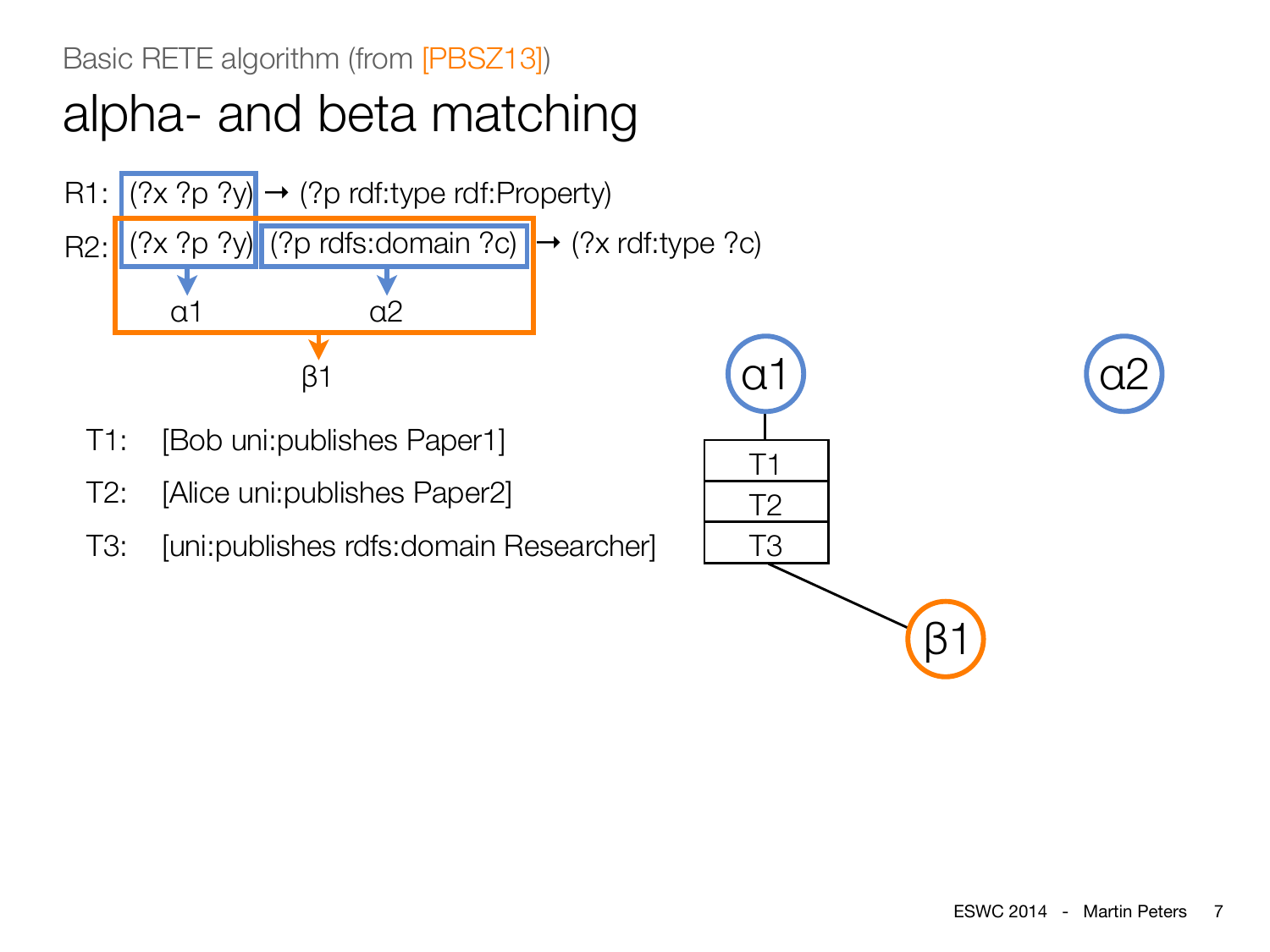Basic RETE algorithm (from [PBSZ13])

# alpha- and beta matching

R1: (?x ?p ?y) → (?p rdf:type rdf:Property)

R2: (?x ?p ?y) (?p rdfs:domain ?c) → (?x rdf:type ?c)

α1 α2

β1

T1: [Bob uni:publishes Paper1]

T2: [Alice uni:publishes Paper2]

T3: [uni:publishes rdfs:domain Researcher]

α1 α2

| T1 |
|---|
| T2 |
| T3 |

β1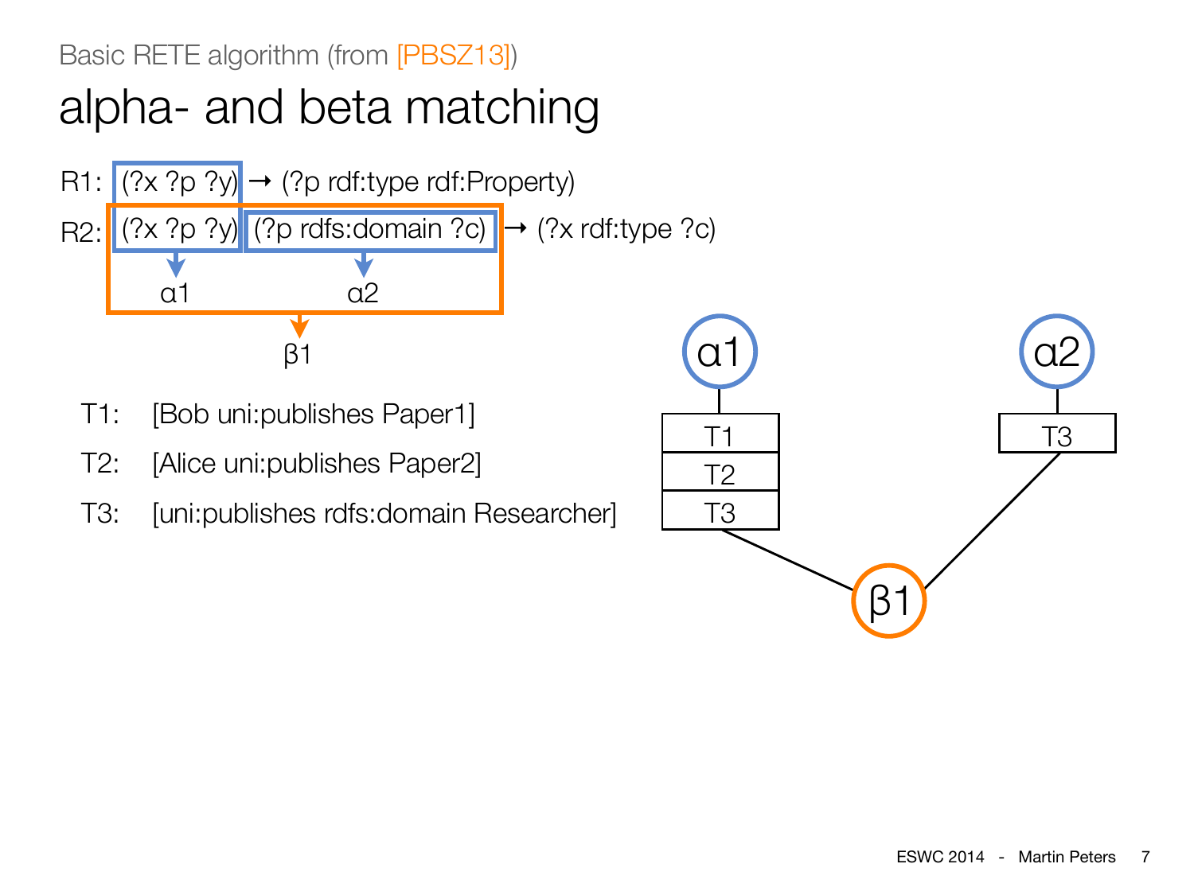Basic RETE algorithm (from [PBSZ13])

# alpha- and beta matching

R1: (?x ?p ?y) → (?p rdf:type rdf:Property)

R2: (?x ?p ?y) (?p rdfs:domain ?c) → (?x rdf:type ?c)

α1 α2

β1

T1: [Bob uni:publishes Paper1]

T2: [Alice uni:publishes Paper2]

T3: [uni:publishes rdfs:domain Researcher]

α1: T1, T2, T3

α2: T3

β1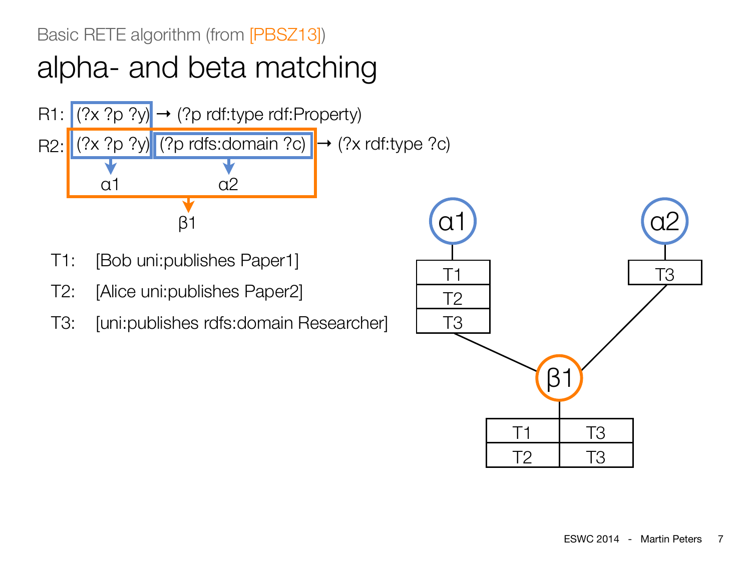Basic RETE algorithm (from [PBSZ13])

# alpha- and beta matching

R1: (?x ?p ?y) → (?p rdf:type rdf:Property)

R2: (?x ?p ?y) (?p rdfs:domain ?c) → (?x rdf:type ?c)

α1: (?x ?p ?y)

α2: (?p rdfs:domain ?c)

β1: (?x ?p ?y) (?p rdfs:domain ?c)

T1: [Bob uni:publishes Paper1]

T2: [Alice uni:publishes Paper2]

T3: [uni:publishes rdfs:domain Researcher]

| α1 |
| --- |
| T1 |
| T2 |
| T3 |

| α2 |
| --- |
| T3 |

| β1 | |
| --- | --- |
| T1 | T3 |
| T2 | T3 |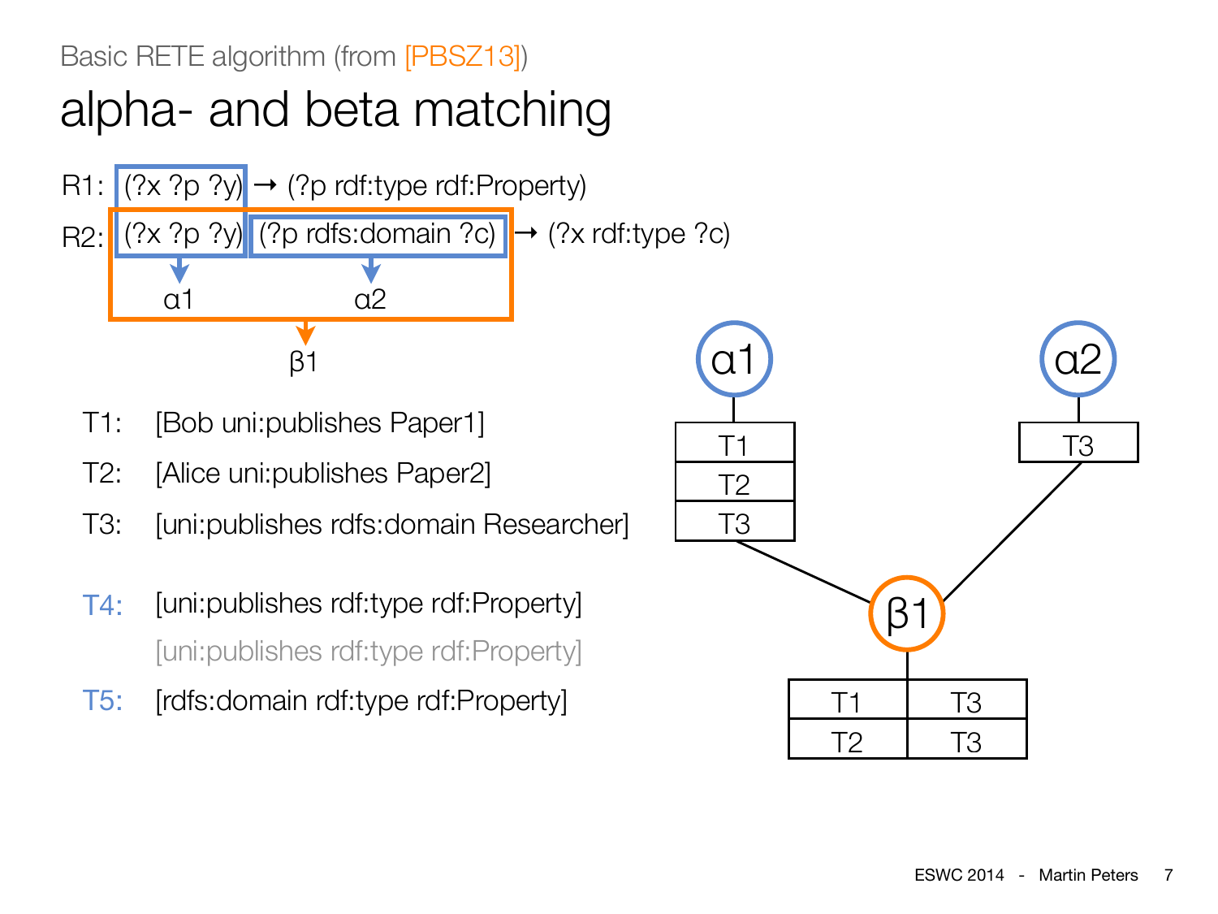Basic RETE algorithm (from [PBSZ13])

# alpha- and beta matching

R1: (?x ?p ?y) → (?p rdf:type rdf:Property)

R2: (?x ?p ?y) (?p rdfs:domain ?c) → (?x rdf:type ?c)

(?x ?p ?y) → α1, (?p rdfs:domain ?c) → α2, R2 body → β1

T1: [Bob uni:publishes Paper1]

T2: [Alice uni:publishes Paper2]

T3: [uni:publishes rdfs:domain Researcher]

T4: [uni:publishes rdf:type rdf:Property]

[uni:publishes rdf:type rdf:Property]

T5: [rdfs:domain rdf:type rdf:Property]

| α1 |
| --- |
| T1 |
| T2 |
| T3 |

| α2 |
| --- |
| T3 |

| β1 | |
| --- | --- |
| T1 | T3 |
| T2 | T3 |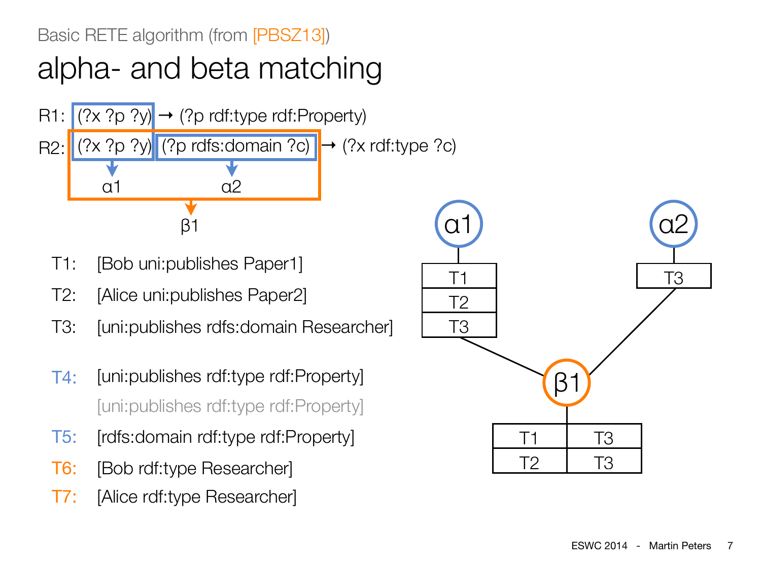Basic RETE algorithm (from [PBSZ13])

# alpha- and beta matching

R1: (?x ?p ?y) → (?p rdf:type rdf:Property)

R2: (?x ?p ?y) (?p rdfs:domain ?c) → (?x rdf:type ?c)

α1 α2

β1

T1: [Bob uni:publishes Paper1]

T2: [Alice uni:publishes Paper2]

T3: [uni:publishes rdfs:domain Researcher]

T4: [uni:publishes rdf:type rdf:Property]

[uni:publishes rdf:type rdf:Property]

T5: [rdfs:domain rdf:type rdf:Property]

T6: [Bob rdf:type Researcher]

T7: [Alice rdf:type Researcher]

α1

| T1 |
|---|
| T2 |
| T3 |

α2

| T3 |
|---|

β1

| T1 | T3 |
|---|---|
| T2 | T3 |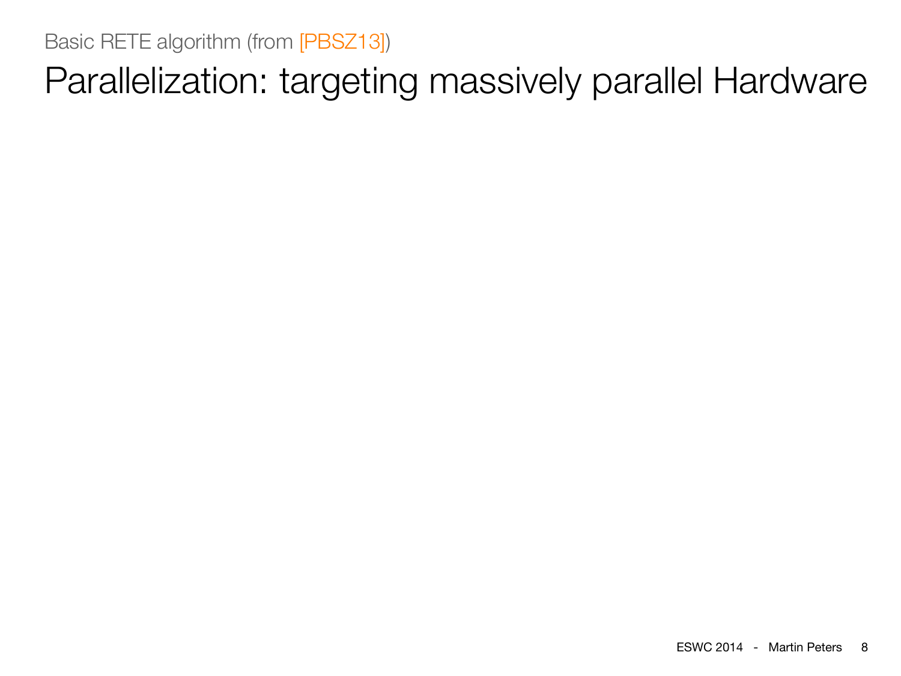Basic RETE algorithm (from [PBSZ13])

# Parallelization: targeting massively parallel Hardware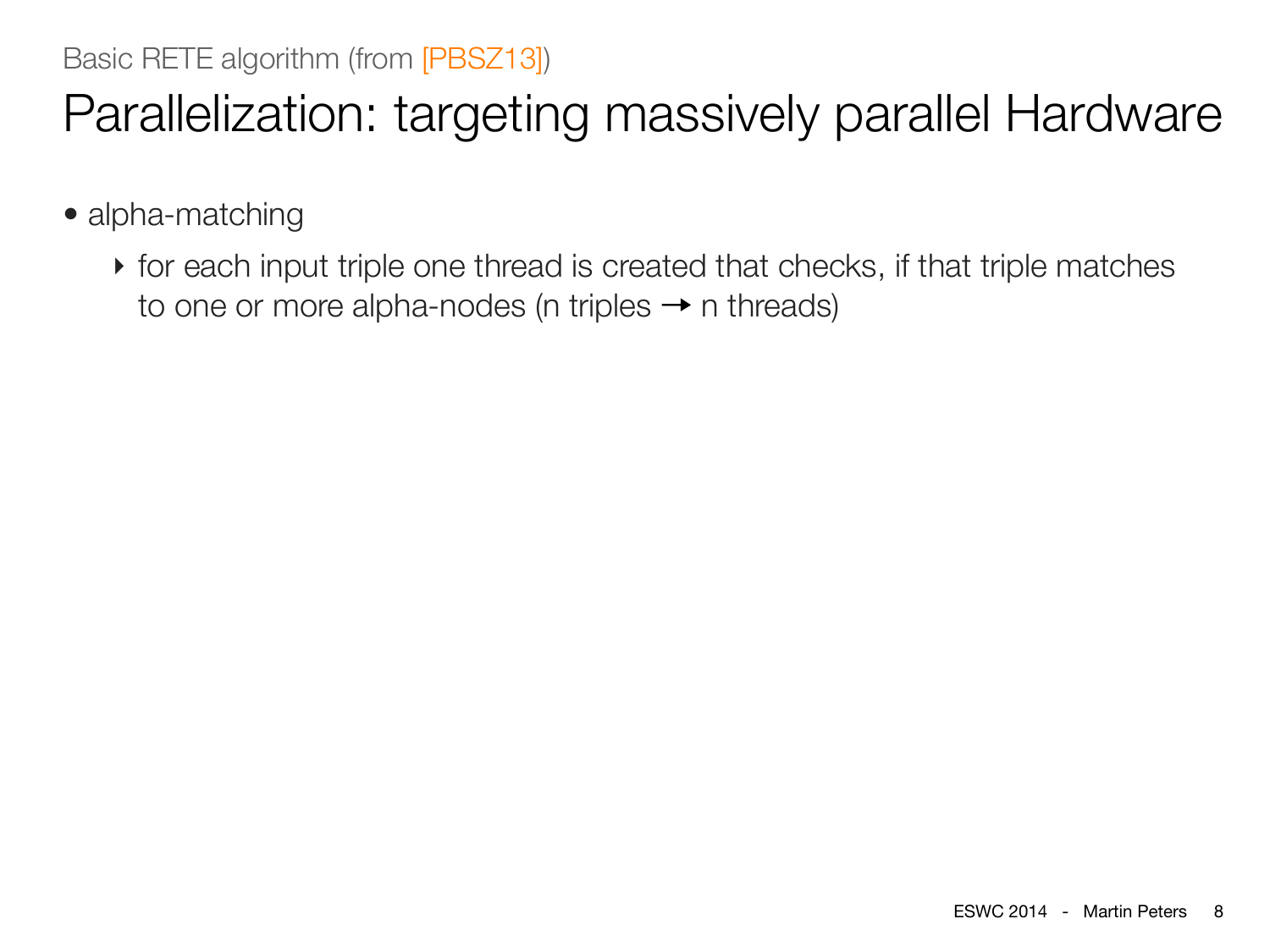Basic RETE algorithm (from [PBSZ13])

# Parallelization: targeting massively parallel Hardware

- alpha-matching
  - for each input triple one thread is created that checks, if that triple matches to one or more alpha-nodes (n triples → n threads)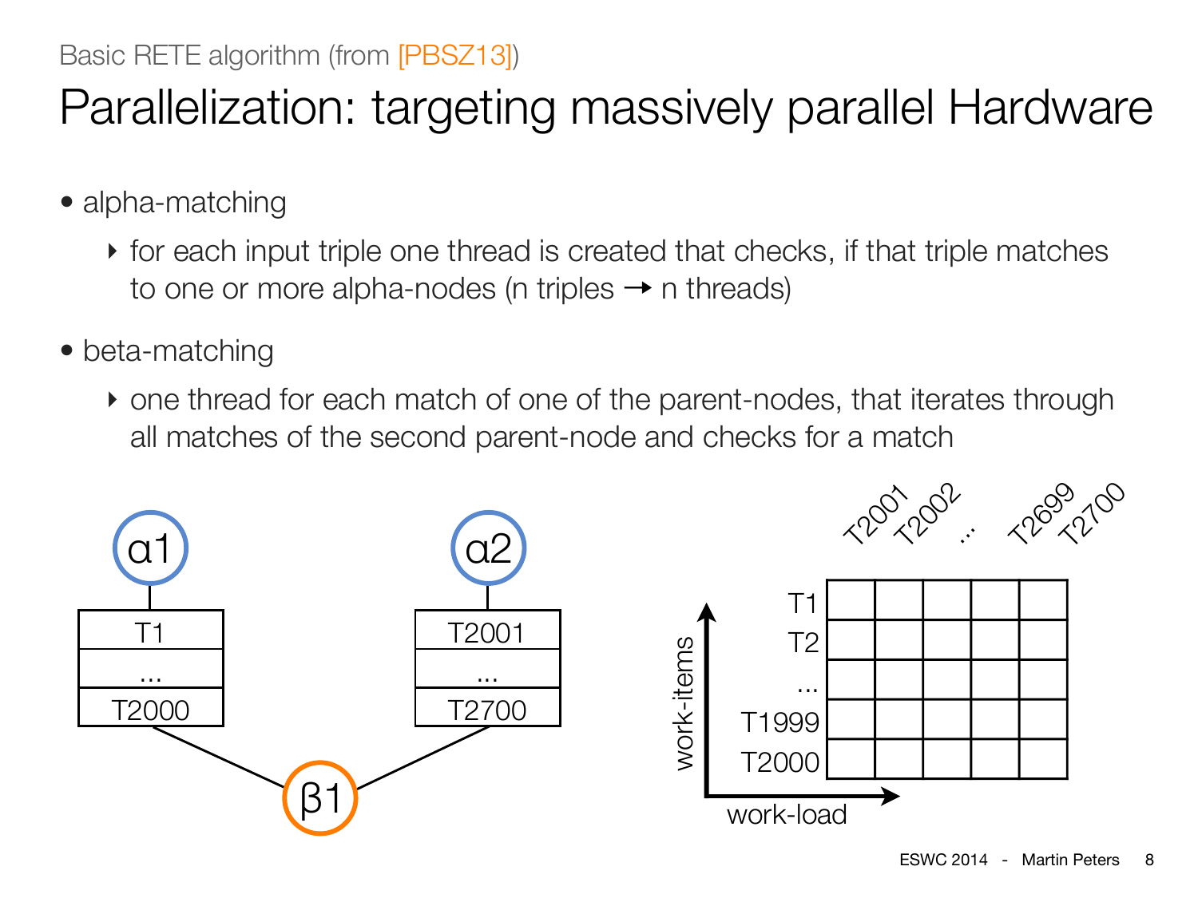Basic RETE algorithm (from [PBSZ13])

# Parallelization: targeting massively parallel Hardware

- alpha-matching
  - for each input triple one thread is created that checks, if that triple matches to one or more alpha-nodes (n triples → n threads)
- beta-matching
  - one thread for each match of one of the parent-nodes, that iterates through all matches of the second parent-node and checks for a match

α1

| T1 |
|---|
| ... |
| T2000 |

α2

| T2001 |
|---|
| ... |
| T2700 |

β1

work-items / work-load

| | T2001 | T2002 | ... | T2699 | T2700 |
|---|---|---|---|---|---|
| T1 | | | | | |
| T2 | | | | | |
| ... | | | | | |
| T1999 | | | | | |
| T2000 | | | | | |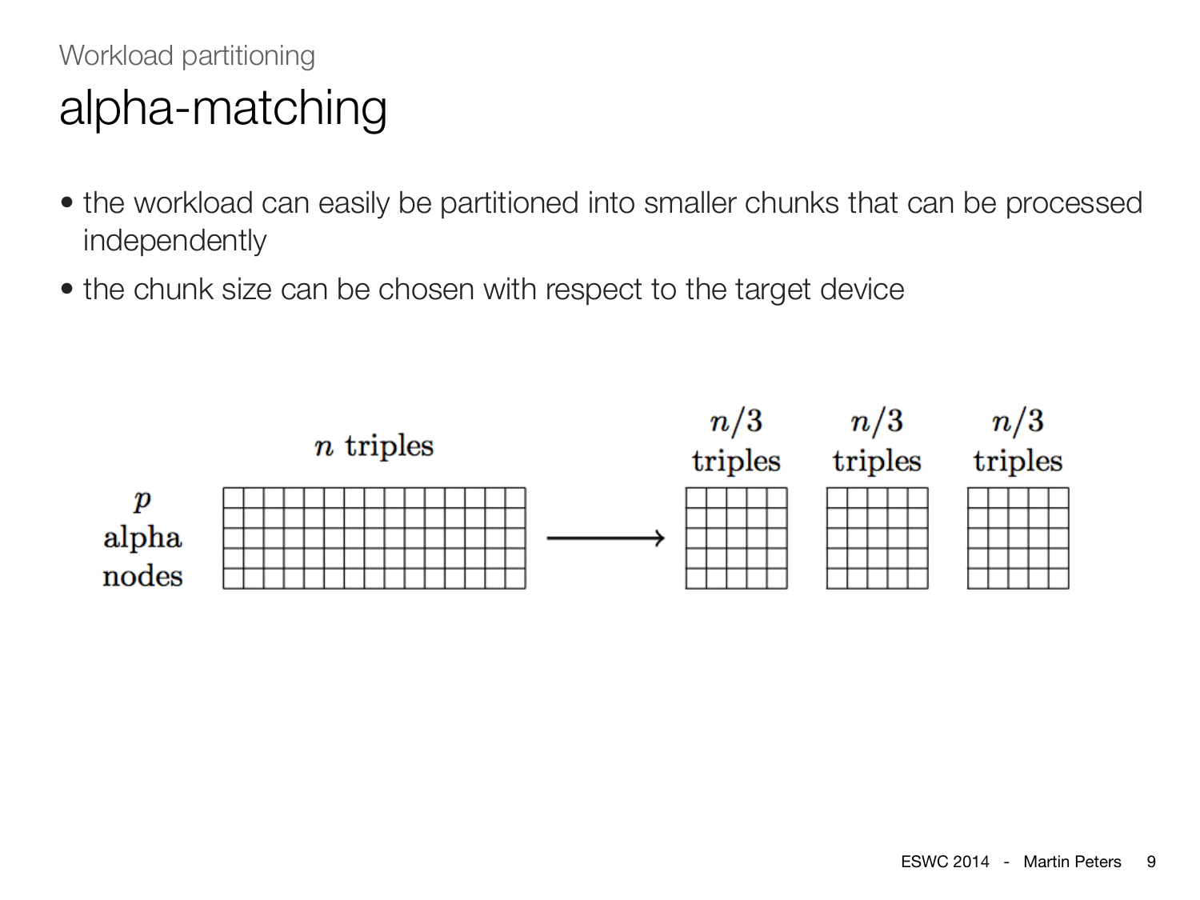Workload partitioning

# alpha-matching

- the workload can easily be partitioned into smaller chunks that can be processed independently
- the chunk size can be chosen with respect to the target device

$p$ alpha nodes, $n$ triples → $n/3$ triples, $n/3$ triples, $n/3$ triples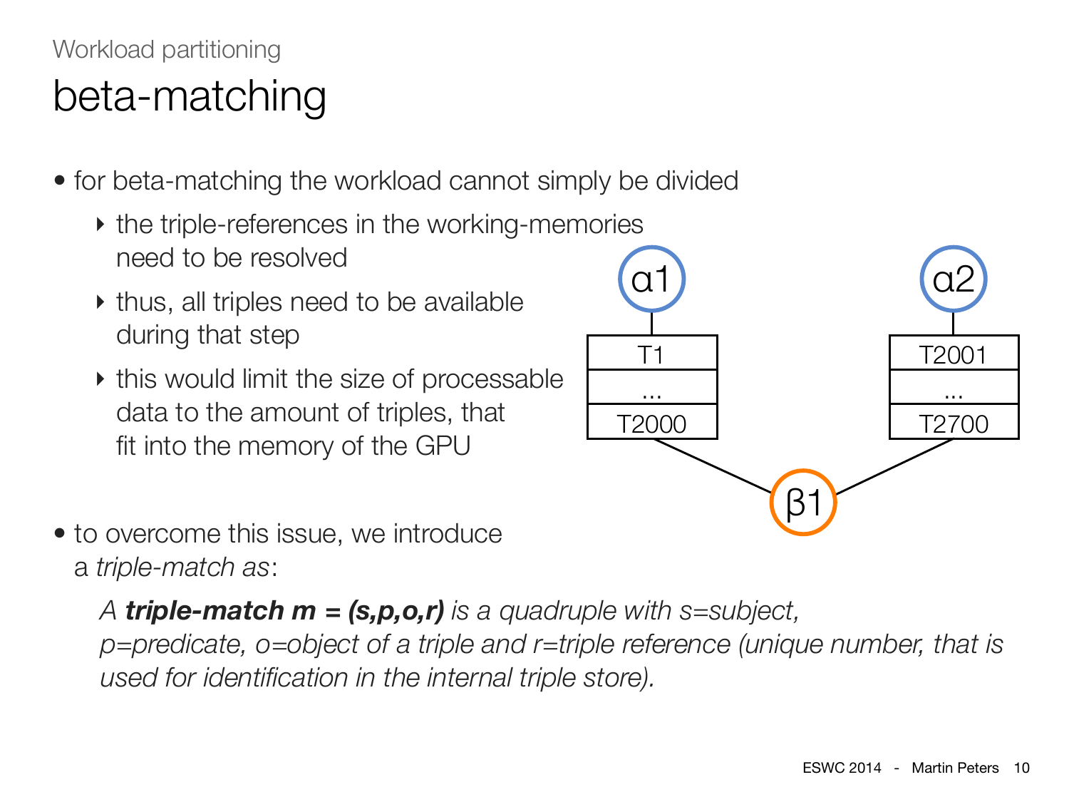Workload partitioning

# beta-matching

- for beta-matching the workload cannot simply be divided
  - the triple-references in the working-memories need to be resolved
  - thus, all triples need to be available during that step
  - this would limit the size of processable data to the amount of triples, that fit into the memory of the GPU

α1

| T1 |
|---|
| ... |
| T2000 |

α2

| T2001 |
|---|
| ... |
| T2700 |

β1

- to overcome this issue, we introduce a *triple-match as*:

  *A **triple-match m = (s,p,o,r)** is a quadruple with s=subject, p=predicate, o=object of a triple and r=triple reference (unique number, that is used for identification in the internal triple store).*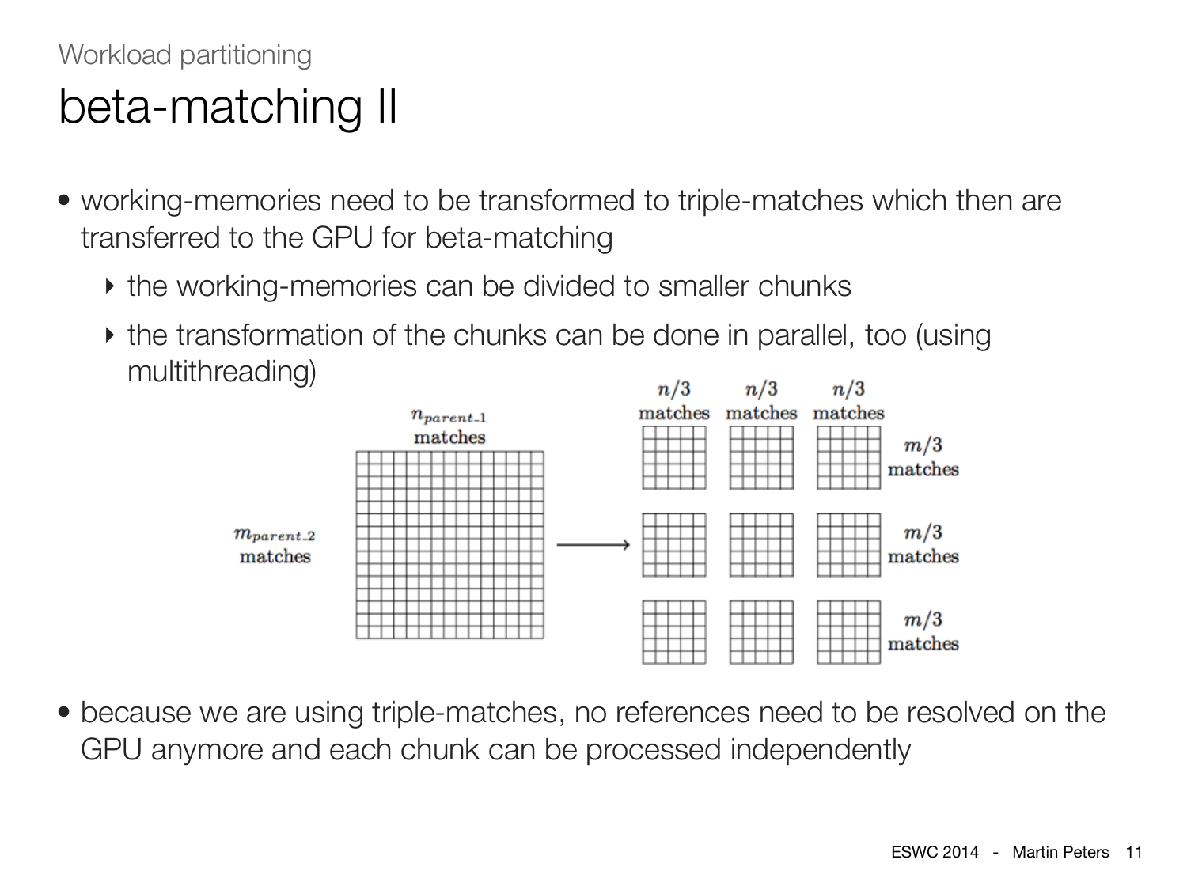Workload partitioning

# beta-matching II

- working-memories need to be transformed to triple-matches which then are transferred to the GPU for beta-matching
  - the working-memories can be divided to smaller chunks
  - the transformation of the chunks can be done in parallel, too (using multithreading)

$n_{parent\_1}$ matches

$m_{parent\_2}$ matches

$n/3$ matches $n/3$ matches $n/3$ matches

$m/3$ matches

$m/3$ matches

$m/3$ matches

- because we are using triple-matches, no references need to be resolved on the GPU anymore and each chunk can be processed independently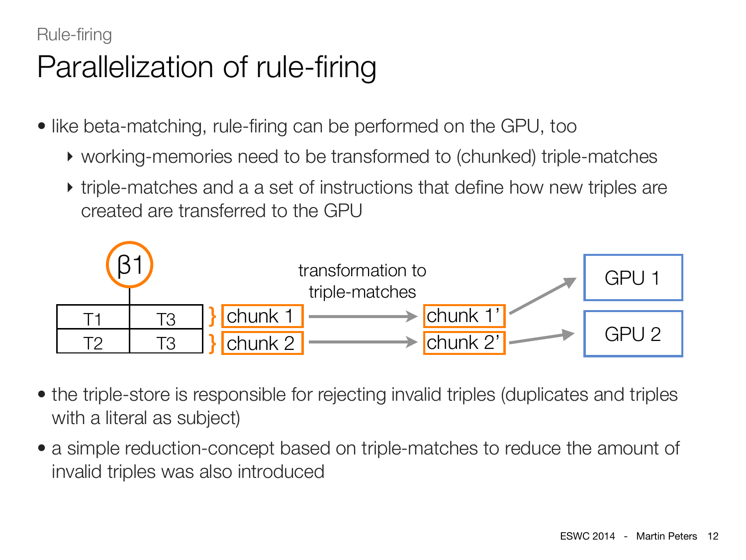Rule-firing

# Parallelization of rule-firing

- like beta-matching, rule-firing can be performed on the GPU, too
  - working-memories need to be transformed to (chunked) triple-matches
  - triple-matches and a a set of instructions that define how new triples are created are transferred to the GPU

β1

| T1 | T3 |
| --- | --- |
| T2 | T3 |

chunk 1 → chunk 1' → GPU 1

chunk 2 → chunk 2' → GPU 2

transformation to triple-matches

- the triple-store is responsible for rejecting invalid triples (duplicates and triples with a literal as subject)
- a simple reduction-concept based on triple-matches to reduce the amount of invalid triples was also introduced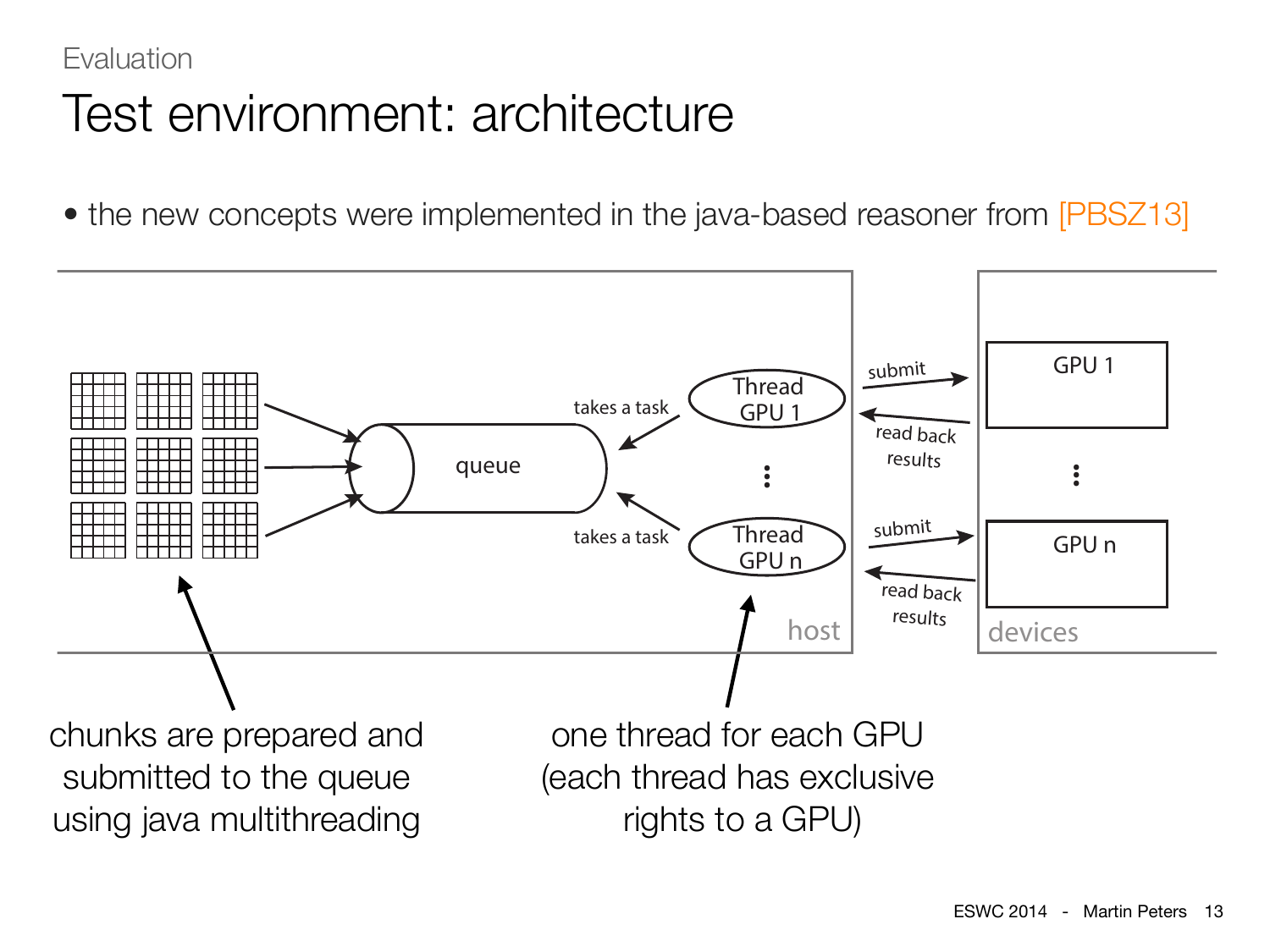Evaluation

# Test environment: architecture

- the new concepts were implemented in the java-based reasoner from [PBSZ13]

chunks are prepared and submitted to the queue using java multithreading

one thread for each GPU (each thread has exclusive rights to a GPU)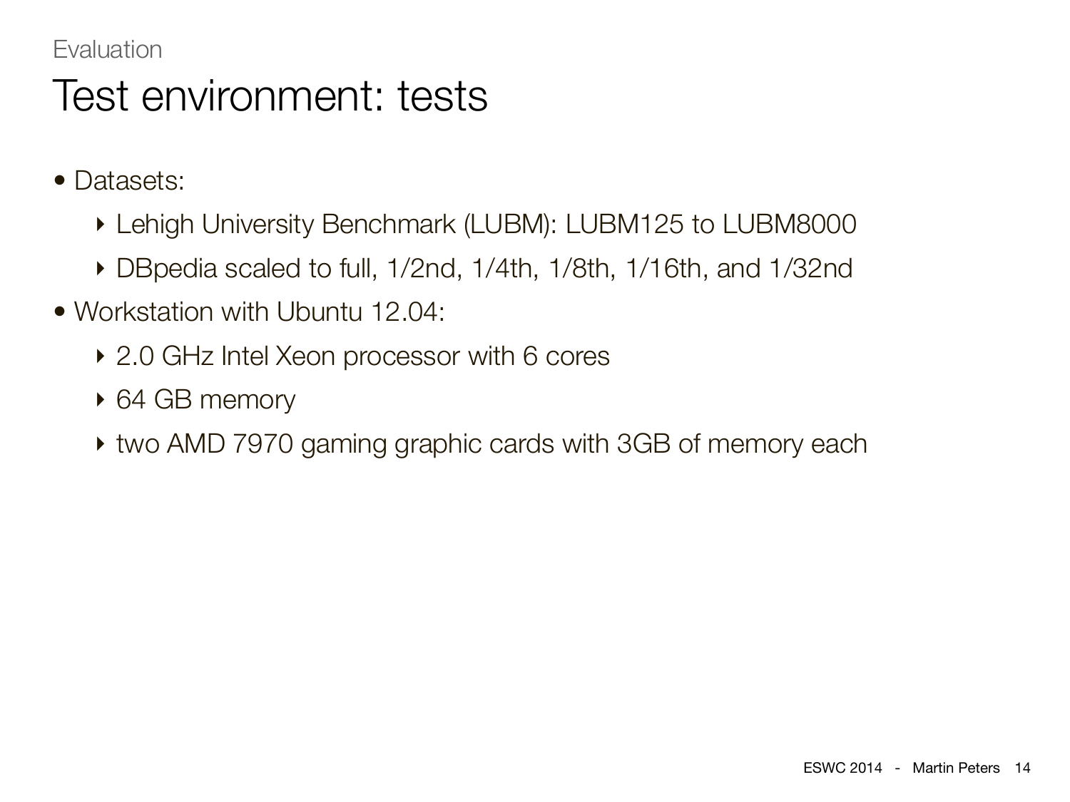Evaluation

# Test environment: tests

- Datasets:
  - Lehigh University Benchmark (LUBM): LUBM125 to LUBM8000
  - DBpedia scaled to full, 1/2nd, 1/4th, 1/8th, 1/16th, and 1/32nd
- Workstation with Ubuntu 12.04:
  - 2.0 GHz Intel Xeon processor with 6 cores
  - 64 GB memory
  - two AMD 7970 gaming graphic cards with 3GB of memory each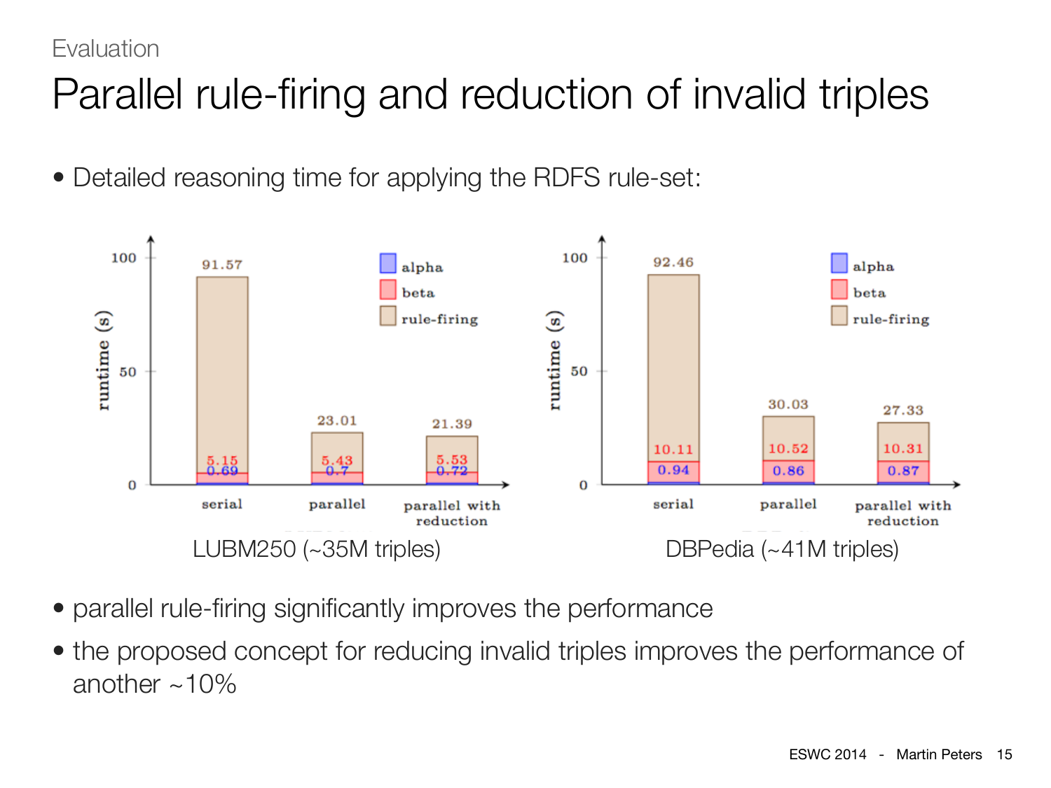Evaluation

# Parallel rule-firing and reduction of invalid triples

- Detailed reasoning time for applying the RDFS rule-set:

LUBM250 (~35M triples)

| | alpha | beta | rule-firing (total) |
|---|---|---|---|
| serial | 0.69 | 5.15 | 91.57 |
| parallel | 0.7 | 5.43 | 23.01 |
| parallel with reduction | 0.72 | 5.53 | 21.39 |

DBPedia (~41M triples)

| | alpha | beta | rule-firing (total) |
|---|---|---|---|
| serial | 0.94 | 10.11 | 92.46 |
| parallel | 0.86 | 10.52 | 30.03 |
| parallel with reduction | 0.87 | 10.31 | 27.33 |

- parallel rule-firing significantly improves the performance
- the proposed concept for reducing invalid triples improves the performance of another ~10%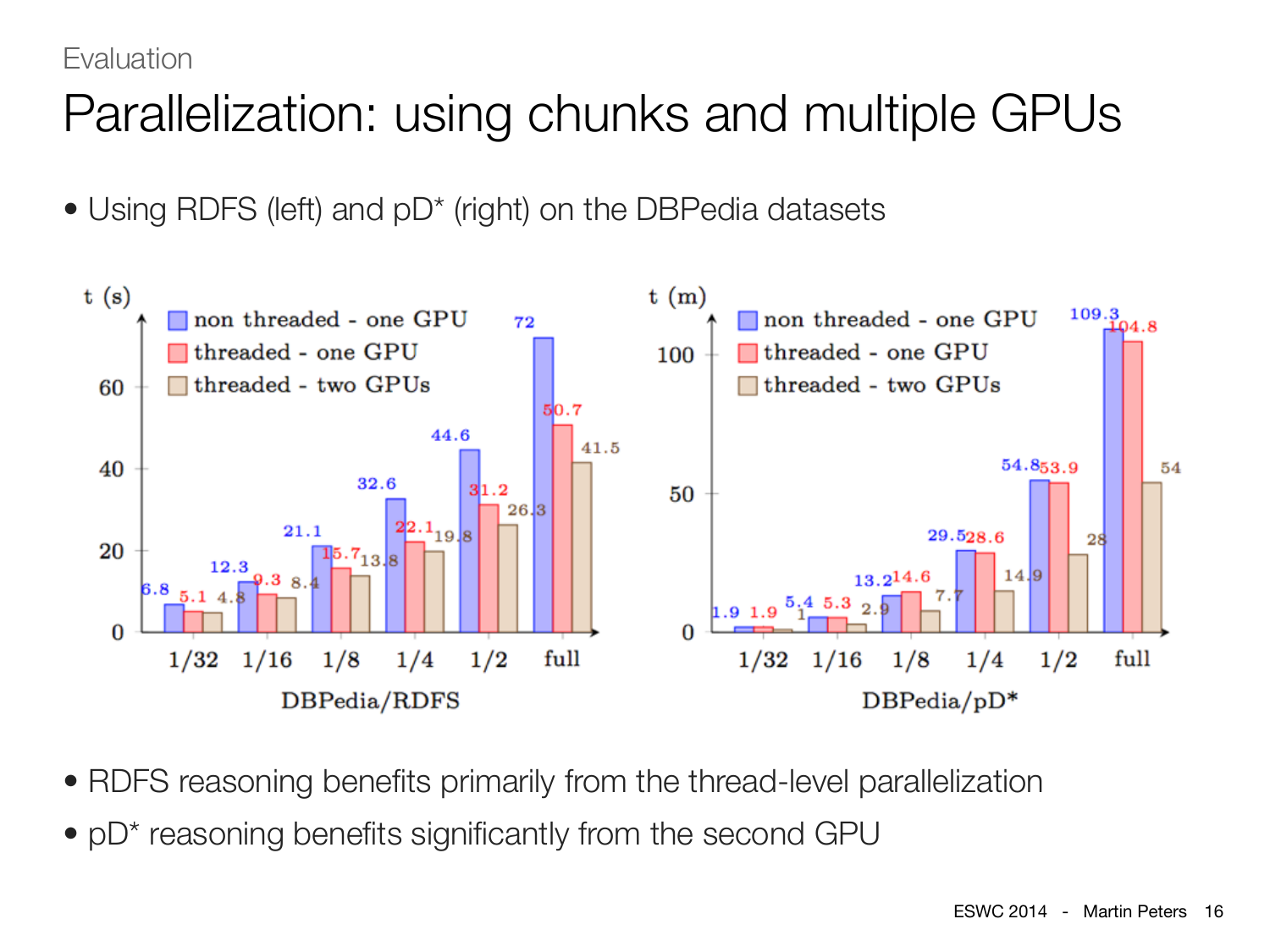Evaluation

# Parallelization: using chunks and multiple GPUs

- Using RDFS (left) and pD* (right) on the DBPedia datasets

**DBPedia/RDFS** — t (s)

| | 1/32 | 1/16 | 1/8 | 1/4 | 1/2 | full |
|---|---|---|---|---|---|---|
| non threaded - one GPU | 6.8 | 12.3 | 21.1 | 32.6 | 44.6 | 72 |
| threaded - one GPU | 5.1 | 9.3 | 15.7 | 22.1 | 31.2 | 50.7 |
| threaded - two GPUs | 4.8 | 8.4 | 13.8 | 19.8 | 26.3 | 41.5 |

**DBPedia/pD*** — t (m)

| | 1/32 | 1/16 | 1/8 | 1/4 | 1/2 | full |
|---|---|---|---|---|---|---|
| non threaded - one GPU | 1.9 | 5.4 | 13.2 | 29.5 | 54.8 | 109.3 |
| threaded - one GPU | 1.9 | 5.3 | 14.6 | 28.6 | 53.9 | 104.8 |
| threaded - two GPUs | 1 | 2.9 | 7.7 | 14.9 | 28 | 54 |

- RDFS reasoning benefits primarily from the thread-level parallelization
- pD* reasoning benefits significantly from the second GPU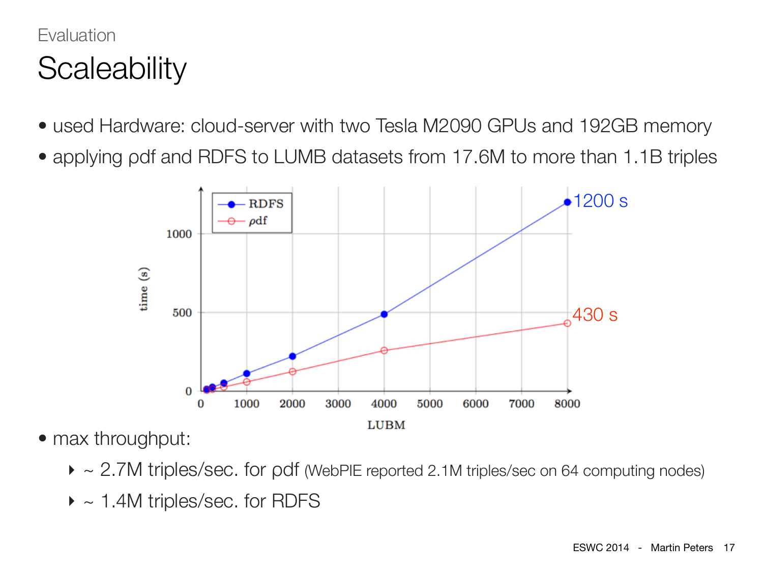Evaluation

# Scaleability

- used Hardware: cloud-server with two Tesla M2090 GPUs and 192GB memory
- applying ρdf and RDFS to LUMB datasets from 17.6M to more than 1.1B triples

- max throughput:
  - ~ 2.7M triples/sec. for ρdf (WebPIE reported 2.1M triples/sec on 64 computing nodes)
  - ~ 1.4M triples/sec. for RDFS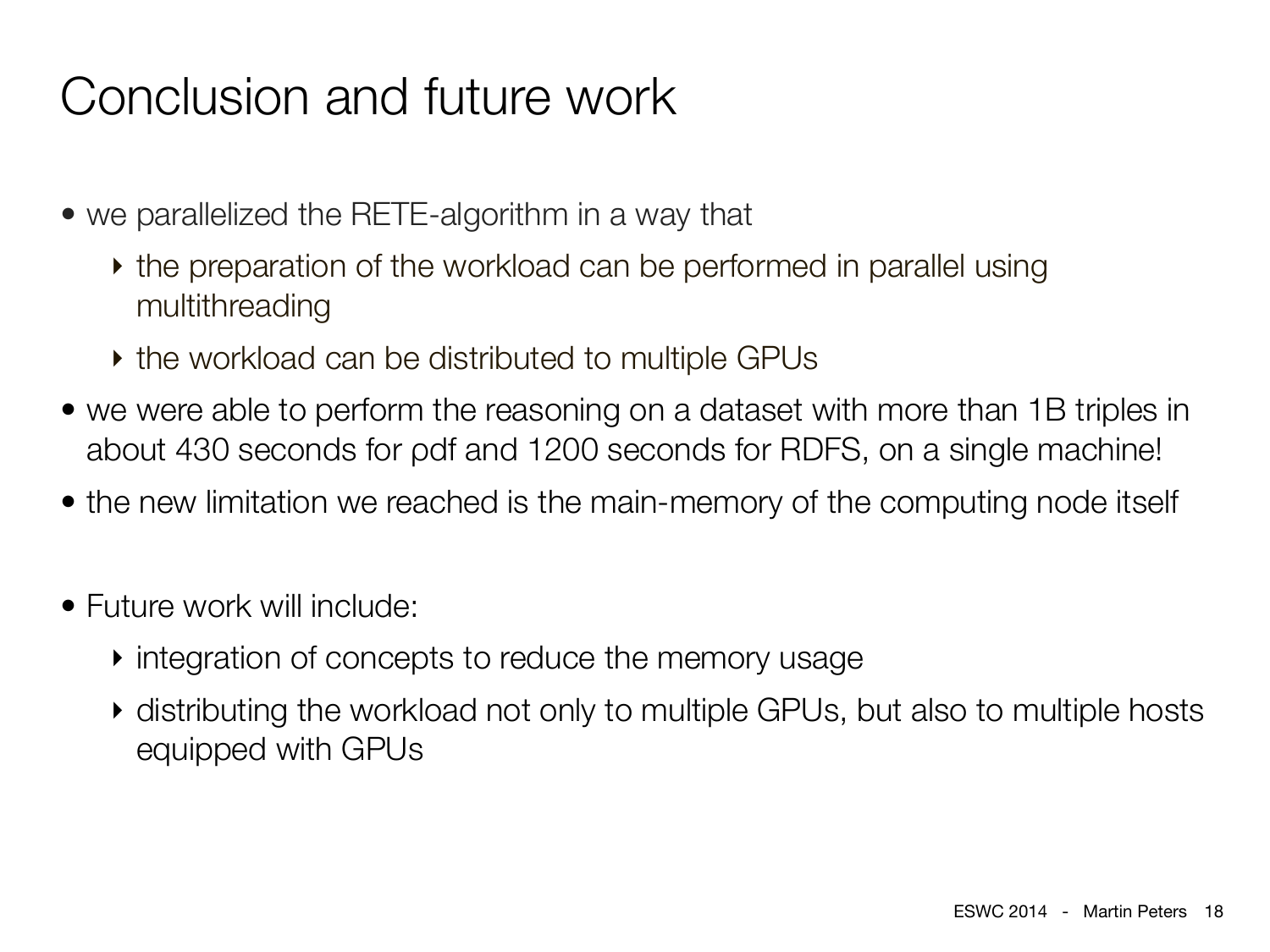# Conclusion and future work

- we parallelized the RETE-algorithm in a way that
  - the preparation of the workload can be performed in parallel using multithreading
  - the workload can be distributed to multiple GPUs
- we were able to perform the reasoning on a dataset with more than 1B triples in about 430 seconds for ρdf and 1200 seconds for RDFS, on a single machine!
- the new limitation we reached is the main-memory of the computing node itself

- Future work will include:
  - integration of concepts to reduce the memory usage
  - distributing the workload not only to multiple GPUs, but also to multiple hosts equipped with GPUs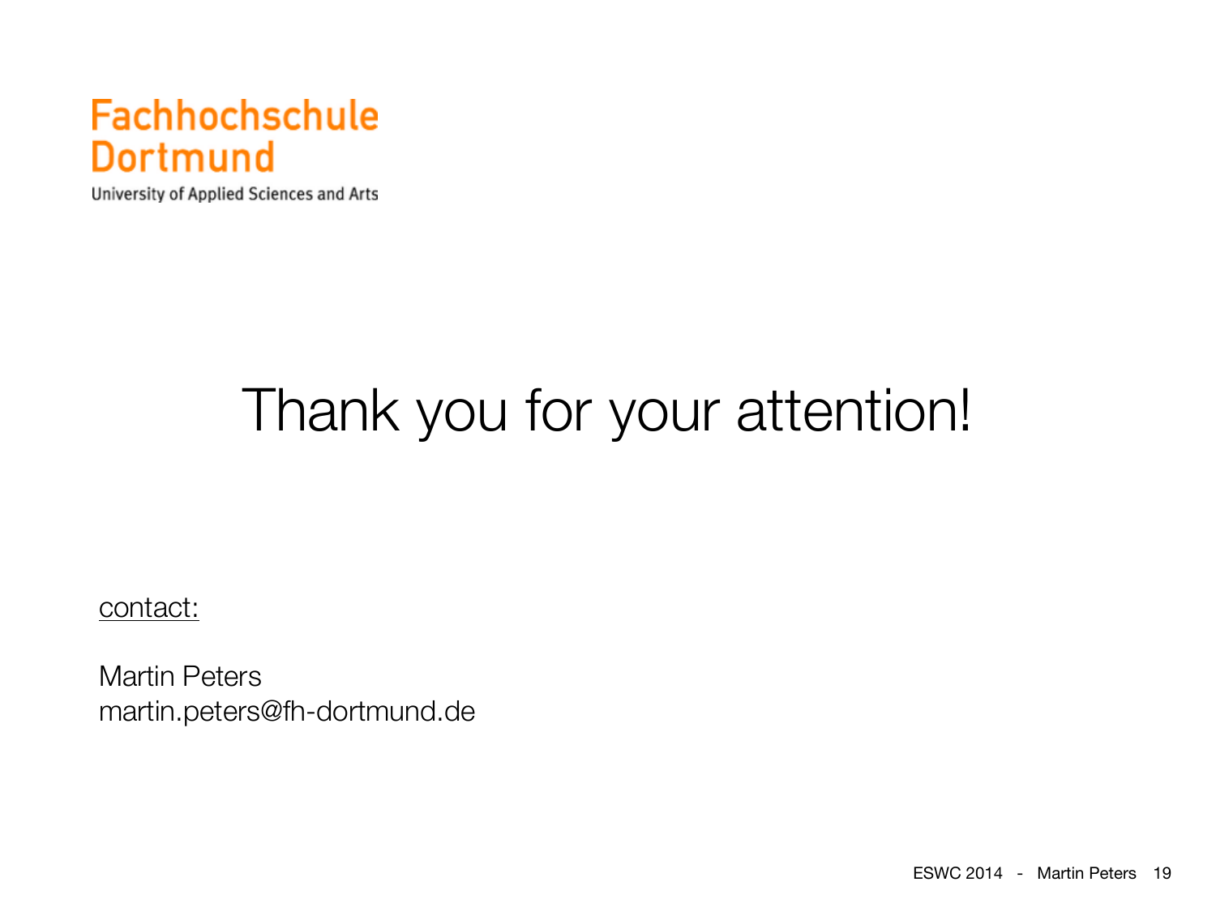Fachhochschule Dortmund

University of Applied Sciences and Arts

# Thank you for your attention!

contact:

Martin Peters
martin.peters@fh-dortmund.de